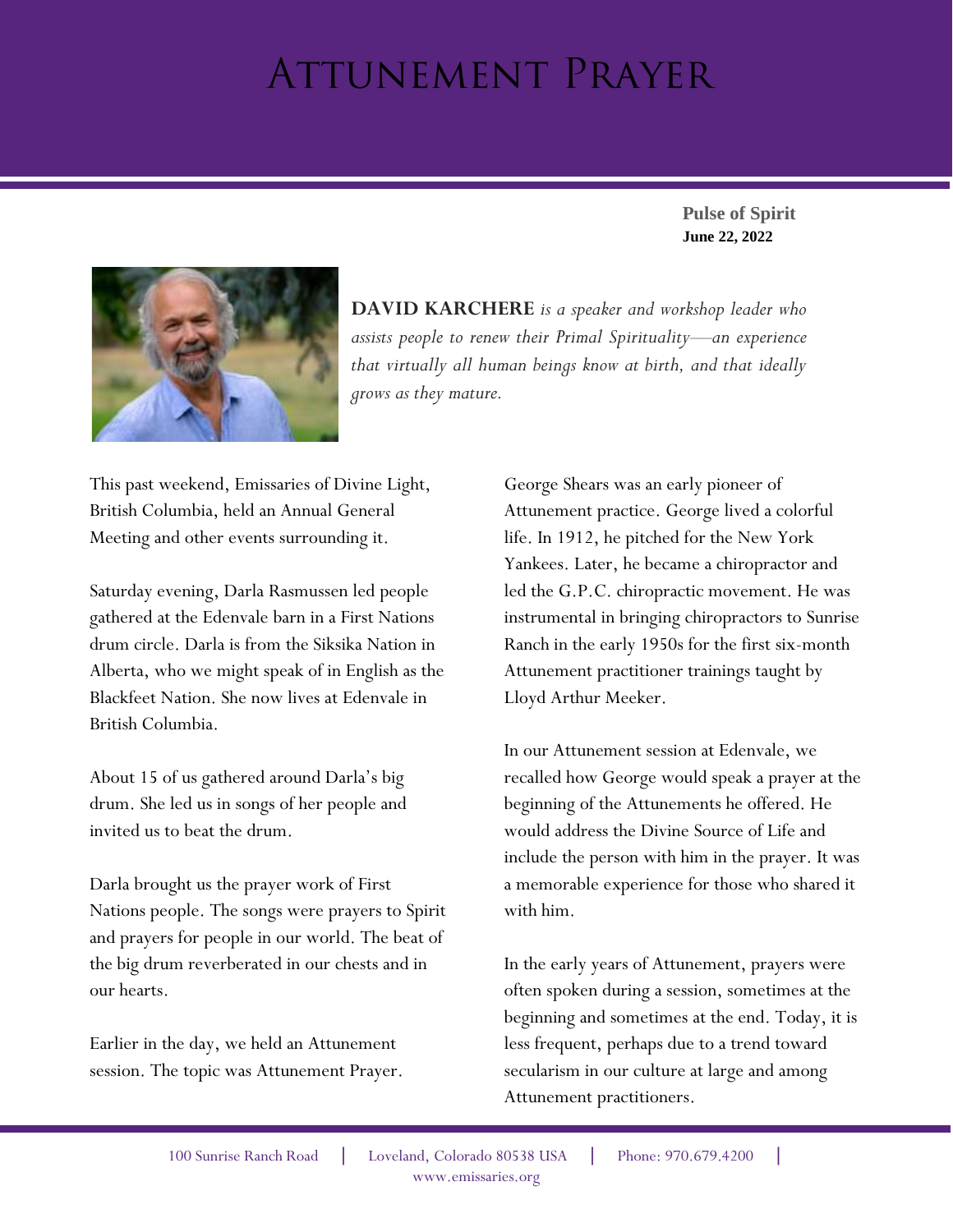# Attunement Prayer

**Pulse of Spirit**
**June 22, 2022**

**DAVID KARCHERE** *is a speaker and workshop leader who assists people to renew their Primal Spirituality—an experience that virtually all human beings know at birth, and that ideally grows as they mature.*

This past weekend, Emissaries of Divine Light, British Columbia, held an Annual General Meeting and other events surrounding it.

Saturday evening, Darla Rasmussen led people gathered at the Edenvale barn in a First Nations drum circle. Darla is from the Siksika Nation in Alberta, who we might speak of in English as the Blackfeet Nation. She now lives at Edenvale in British Columbia.

About 15 of us gathered around Darla's big drum. She led us in songs of her people and invited us to beat the drum.

Darla brought us the prayer work of First Nations people. The songs were prayers to Spirit and prayers for people in our world. The beat of the big drum reverberated in our chests and in our hearts.

Earlier in the day, we held an Attunement session. The topic was Attunement Prayer.

George Shears was an early pioneer of Attunement practice. George lived a colorful life. In 1912, he pitched for the New York Yankees. Later, he became a chiropractor and led the G.P.C. chiropractic movement. He was instrumental in bringing chiropractors to Sunrise Ranch in the early 1950s for the first six-month Attunement practitioner trainings taught by Lloyd Arthur Meeker.

In our Attunement session at Edenvale, we recalled how George would speak a prayer at the beginning of the Attunements he offered. He would address the Divine Source of Life and include the person with him in the prayer. It was a memorable experience for those who shared it with him.

In the early years of Attunement, prayers were often spoken during a session, sometimes at the beginning and sometimes at the end. Today, it is less frequent, perhaps due to a trend toward secularism in our culture at large and among Attunement practitioners.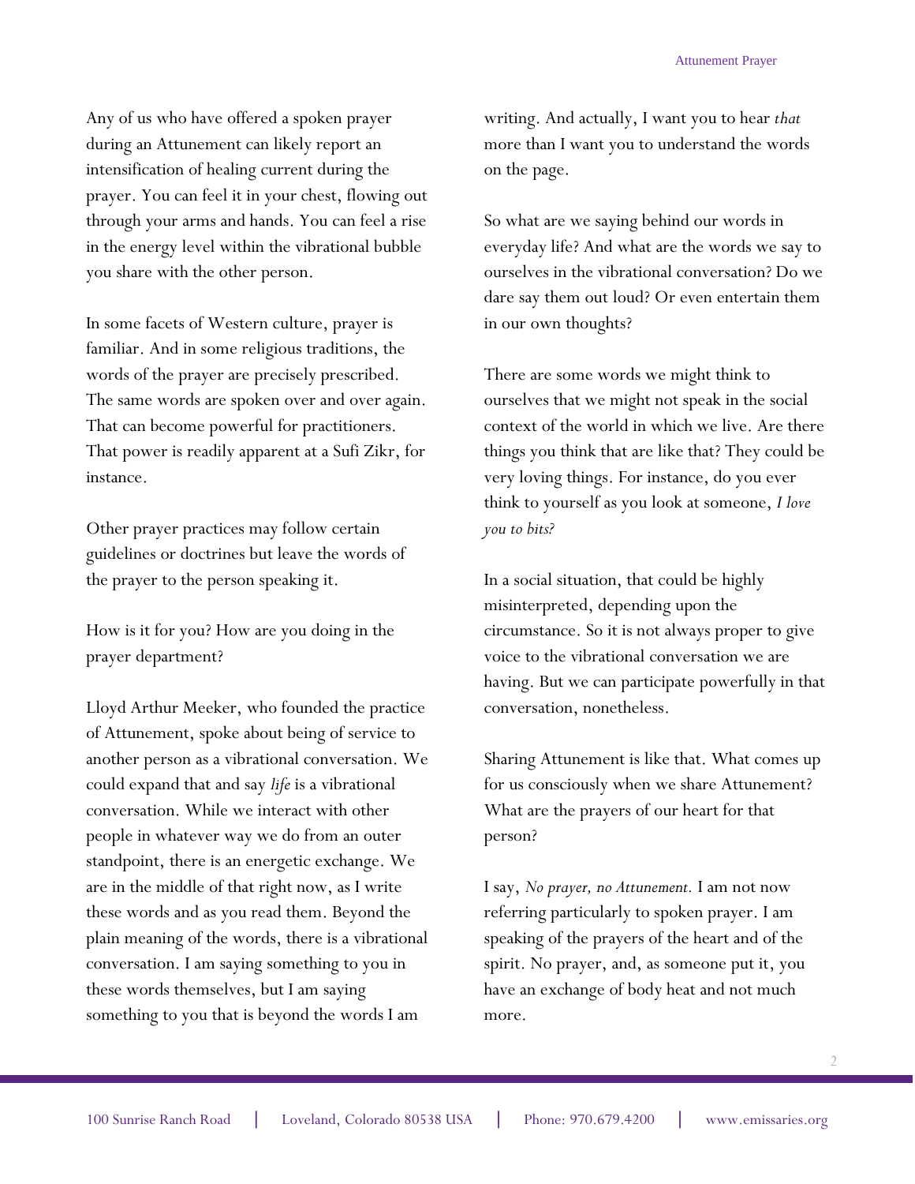Any of us who have offered a spoken prayer during an Attunement can likely report an intensification of healing current during the prayer. You can feel it in your chest, flowing out through your arms and hands. You can feel a rise in the energy level within the vibrational bubble you share with the other person.

In some facets of Western culture, prayer is familiar. And in some religious traditions, the words of the prayer are precisely prescribed. The same words are spoken over and over again. That can become powerful for practitioners. That power is readily apparent at a Sufi Zikr, for instance.

Other prayer practices may follow certain guidelines or doctrines but leave the words of the prayer to the person speaking it.

How is it for you? How are you doing in the prayer department?

Lloyd Arthur Meeker, who founded the practice of Attunement, spoke about being of service to another person as a vibrational conversation. We could expand that and say *life* is a vibrational conversation. While we interact with other people in whatever way we do from an outer standpoint, there is an energetic exchange. We are in the middle of that right now, as I write these words and as you read them. Beyond the plain meaning of the words, there is a vibrational conversation. I am saying something to you in these words themselves, but I am saying something to you that is beyond the words I am writing. And actually, I want you to hear *that* more than I want you to understand the words on the page.

So what are we saying behind our words in everyday life? And what are the words we say to ourselves in the vibrational conversation? Do we dare say them out loud? Or even entertain them in our own thoughts?

There are some words we might think to ourselves that we might not speak in the social context of the world in which we live. Are there things you think that are like that? They could be very loving things. For instance, do you ever think to yourself as you look at someone, *I love you to bits?*

In a social situation, that could be highly misinterpreted, depending upon the circumstance. So it is not always proper to give voice to the vibrational conversation we are having. But we can participate powerfully in that conversation, nonetheless.

Sharing Attunement is like that. What comes up for us consciously when we share Attunement? What are the prayers of our heart for that person?

I say, *No prayer, no Attunement.* I am not now referring particularly to spoken prayer. I am speaking of the prayers of the heart and of the spirit. No prayer, and, as someone put it, you have an exchange of body heat and not much more.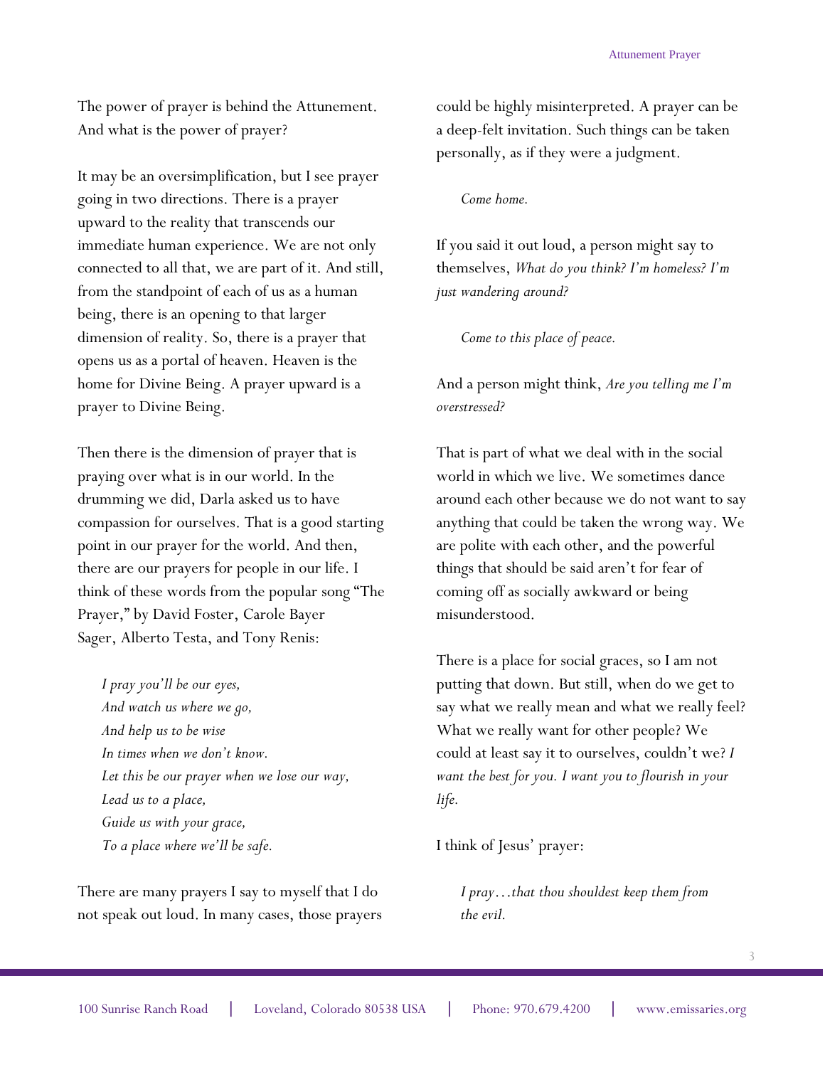The power of prayer is behind the Attunement. And what is the power of prayer?

It may be an oversimplification, but I see prayer going in two directions. There is a prayer upward to the reality that transcends our immediate human experience. We are not only connected to all that, we are part of it. And still, from the standpoint of each of us as a human being, there is an opening to that larger dimension of reality. So, there is a prayer that opens us as a portal of heaven. Heaven is the home for Divine Being. A prayer upward is a prayer to Divine Being.

Then there is the dimension of prayer that is praying over what is in our world. In the drumming we did, Darla asked us to have compassion for ourselves. That is a good starting point in our prayer for the world. And then, there are our prayers for people in our life. I think of these words from the popular song "The Prayer," by David Foster, Carole Bayer Sager, Alberto Testa, and Tony Renis:

> *I pray you'll be our eyes,*
> *And watch us where we go,*
> *And help us to be wise*
> *In times when we don't know.*
> *Let this be our prayer when we lose our way,*
> *Lead us to a place,*
> *Guide us with your grace,*
> *To a place where we'll be safe.*

There are many prayers I say to myself that I do not speak out loud. In many cases, those prayers could be highly misinterpreted. A prayer can be a deep-felt invitation. Such things can be taken personally, as if they were a judgment.

> *Come home.*

If you said it out loud, a person might say to themselves, *What do you think? I'm homeless? I'm just wandering around?*

> *Come to this place of peace.*

And a person might think, *Are you telling me I'm overstressed?*

That is part of what we deal with in the social world in which we live. We sometimes dance around each other because we do not want to say anything that could be taken the wrong way. We are polite with each other, and the powerful things that should be said aren't for fear of coming off as socially awkward or being misunderstood.

There is a place for social graces, so I am not putting that down. But still, when do we get to say what we really mean and what we really feel? What we really want for other people? We could at least say it to ourselves, couldn't we? *I want the best for you. I want you to flourish in your life.*

I think of Jesus' prayer:

> *I pray…that thou shouldest keep them from the evil.*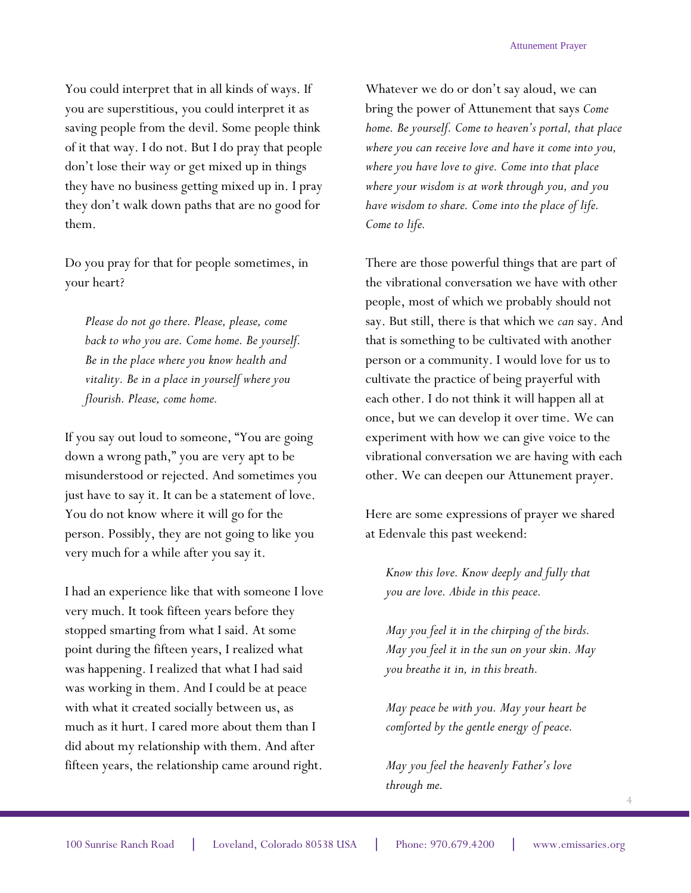You could interpret that in all kinds of ways. If you are superstitious, you could interpret it as saving people from the devil. Some people think of it that way. I do not. But I do pray that people don't lose their way or get mixed up in things they have no business getting mixed up in. I pray they don't walk down paths that are no good for them.

Do you pray for that for people sometimes, in your heart?

> *Please do not go there. Please, please, come back to who you are. Come home. Be yourself. Be in the place where you know health and vitality. Be in a place in yourself where you flourish. Please, come home.*

If you say out loud to someone, "You are going down a wrong path," you are very apt to be misunderstood or rejected. And sometimes you just have to say it. It can be a statement of love. You do not know where it will go for the person. Possibly, they are not going to like you very much for a while after you say it.

I had an experience like that with someone I love very much. It took fifteen years before they stopped smarting from what I said. At some point during the fifteen years, I realized what was happening. I realized that what I had said was working in them. And I could be at peace with what it created socially between us, as much as it hurt. I cared more about them than I did about my relationship with them. And after fifteen years, the relationship came around right.

Whatever we do or don't say aloud, we can bring the power of Attunement that says *Come home. Be yourself. Come to heaven's portal, that place where you can receive love and have it come into you, where you have love to give. Come into that place where your wisdom is at work through you, and you have wisdom to share. Come into the place of life. Come to life.*

There are those powerful things that are part of the vibrational conversation we have with other people, most of which we probably should not say. But still, there is that which we *can* say. And that is something to be cultivated with another person or a community. I would love for us to cultivate the practice of being prayerful with each other. I do not think it will happen all at once, but we can develop it over time. We can experiment with how we can give voice to the vibrational conversation we are having with each other. We can deepen our Attunement prayer.

Here are some expressions of prayer we shared at Edenvale this past weekend:

> *Know this love. Know deeply and fully that you are love. Abide in this peace.*
>
> *May you feel it in the chirping of the birds. May you feel it in the sun on your skin. May you breathe it in, in this breath.*
>
> *May peace be with you. May your heart be comforted by the gentle energy of peace.*
>
> *May you feel the heavenly Father's love through me.*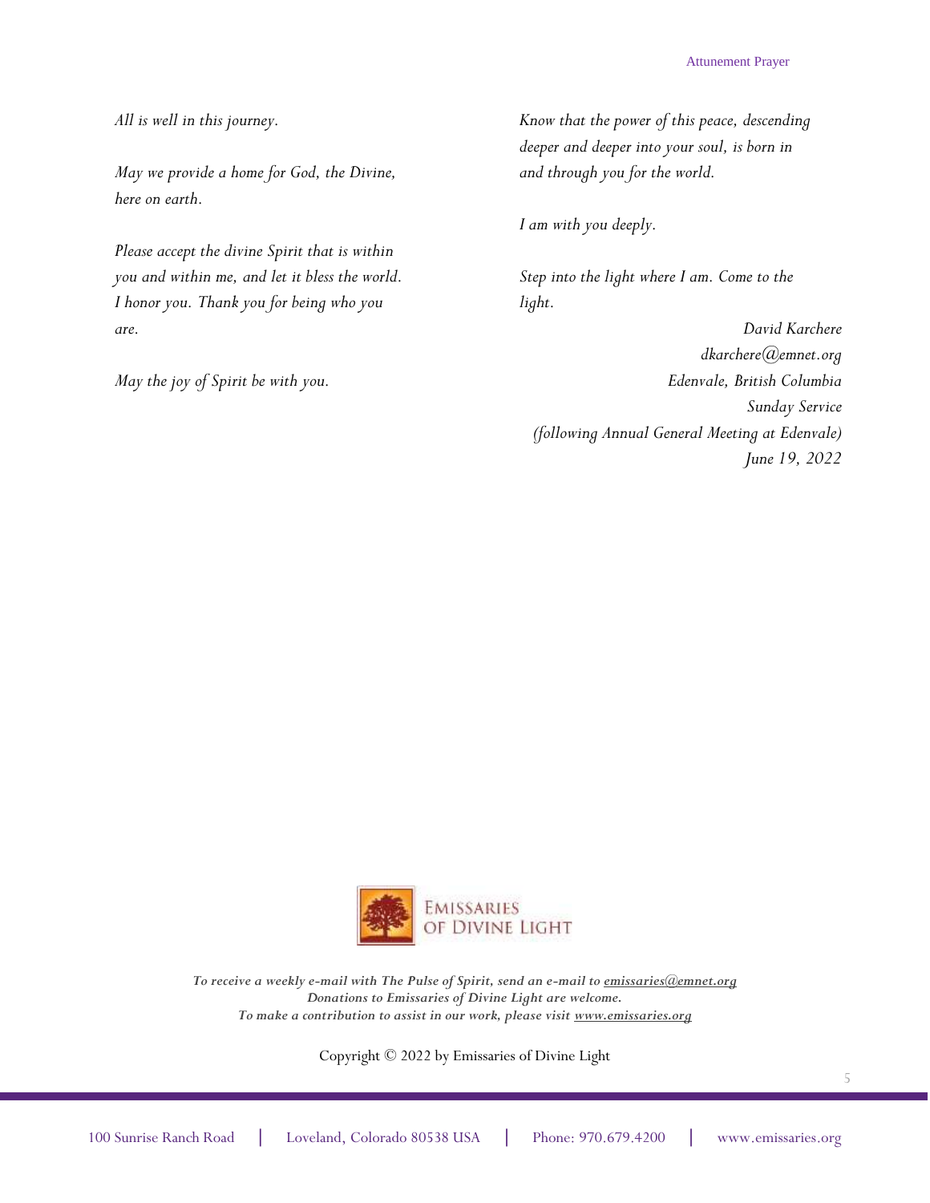*All is well in this journey.*

*May we provide a home for God, the Divine, here on earth.*

*Please accept the divine Spirit that is within you and within me, and let it bless the world. I honor you. Thank you for being who you are.*

*May the joy of Spirit be with you.*

*Know that the power of this peace, descending deeper and deeper into your soul, is born in and through you for the world.*

*I am with you deeply.*

*Step into the light where I am. Come to the light.*

*David Karchere*
*dkarchere@emnet.org*
*Edenvale, British Columbia*
*Sunday Service*
*(following Annual General Meeting at Edenvale)*
*June 19, 2022*

EMISSARIES OF DIVINE LIGHT

***To receive a weekly e-mail with The Pulse of Spirit, send an e-mail to emissaries@emnet.org***
***Donations to Emissaries of Divine Light are welcome.***
***To make a contribution to assist in our work, please visit www.emissaries.org***

Copyright © 2022 by Emissaries of Divine Light